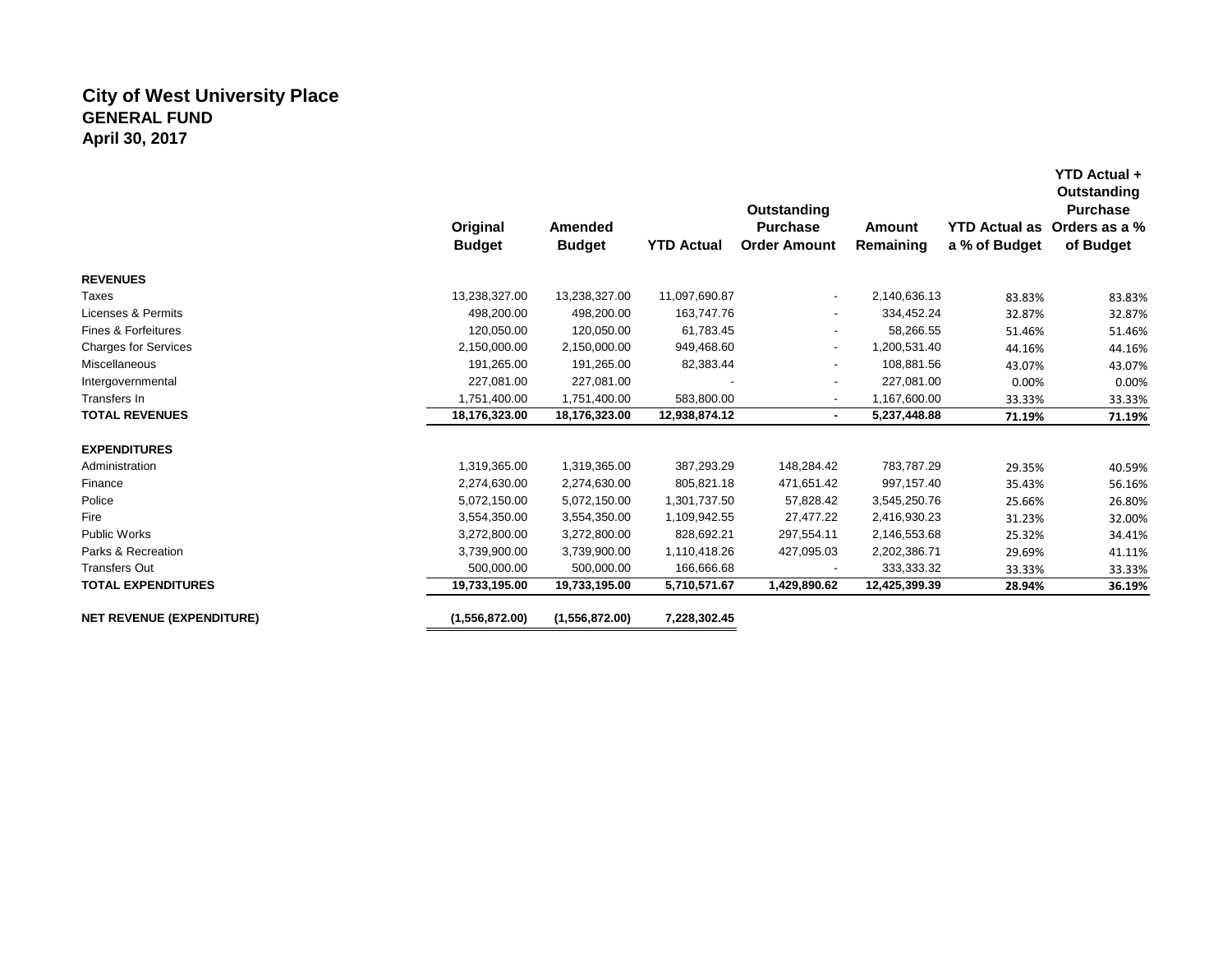# City of West University Place
## GENERAL FUND
### April 30, 2017

| | Original Budget | Amended Budget | YTD Actual | Outstanding Purchase Order Amount | Amount Remaining | YTD Actual as a % of Budget | YTD Actual + Outstanding Purchase Orders as a % of Budget |
|---|---|---|---|---|---|---|---|
| **REVENUES** | | | | | | | |
| Taxes | 13,238,327.00 | 13,238,327.00 | 11,097,690.87 | - | 2,140,636.13 | 83.83% | 83.83% |
| Licenses & Permits | 498,200.00 | 498,200.00 | 163,747.76 | - | 334,452.24 | 32.87% | 32.87% |
| Fines & Forfeitures | 120,050.00 | 120,050.00 | 61,783.45 | - | 58,266.55 | 51.46% | 51.46% |
| Charges for Services | 2,150,000.00 | 2,150,000.00 | 949,468.60 | - | 1,200,531.40 | 44.16% | 44.16% |
| Miscellaneous | 191,265.00 | 191,265.00 | 82,383.44 | - | 108,881.56 | 43.07% | 43.07% |
| Intergovernmental | 227,081.00 | 227,081.00 | - | - | 227,081.00 | 0.00% | 0.00% |
| Transfers In | 1,751,400.00 | 1,751,400.00 | 583,800.00 | - | 1,167,600.00 | 33.33% | 33.33% |
| **TOTAL REVENUES** | **18,176,323.00** | **18,176,323.00** | **12,938,874.12** | **-** | **5,237,448.88** | **71.19%** | **71.19%** |
| **EXPENDITURES** | | | | | | | |
| Administration | 1,319,365.00 | 1,319,365.00 | 387,293.29 | 148,284.42 | 783,787.29 | 29.35% | 40.59% |
| Finance | 2,274,630.00 | 2,274,630.00 | 805,821.18 | 471,651.42 | 997,157.40 | 35.43% | 56.16% |
| Police | 5,072,150.00 | 5,072,150.00 | 1,301,737.50 | 57,828.42 | 3,545,250.76 | 25.66% | 26.80% |
| Fire | 3,554,350.00 | 3,554,350.00 | 1,109,942.55 | 27,477.22 | 2,416,930.23 | 31.23% | 32.00% |
| Public Works | 3,272,800.00 | 3,272,800.00 | 828,692.21 | 297,554.11 | 2,146,553.68 | 25.32% | 34.41% |
| Parks & Recreation | 3,739,900.00 | 3,739,900.00 | 1,110,418.26 | 427,095.03 | 2,202,386.71 | 29.69% | 41.11% |
| Transfers Out | 500,000.00 | 500,000.00 | 166,666.68 | - | 333,333.32 | 33.33% | 33.33% |
| **TOTAL EXPENDITURES** | **19,733,195.00** | **19,733,195.00** | **5,710,571.67** | **1,429,890.62** | **12,425,399.39** | **28.94%** | **36.19%** |
| **NET REVENUE (EXPENDITURE)** | **(1,556,872.00)** | **(1,556,872.00)** | **7,228,302.45** | | | | |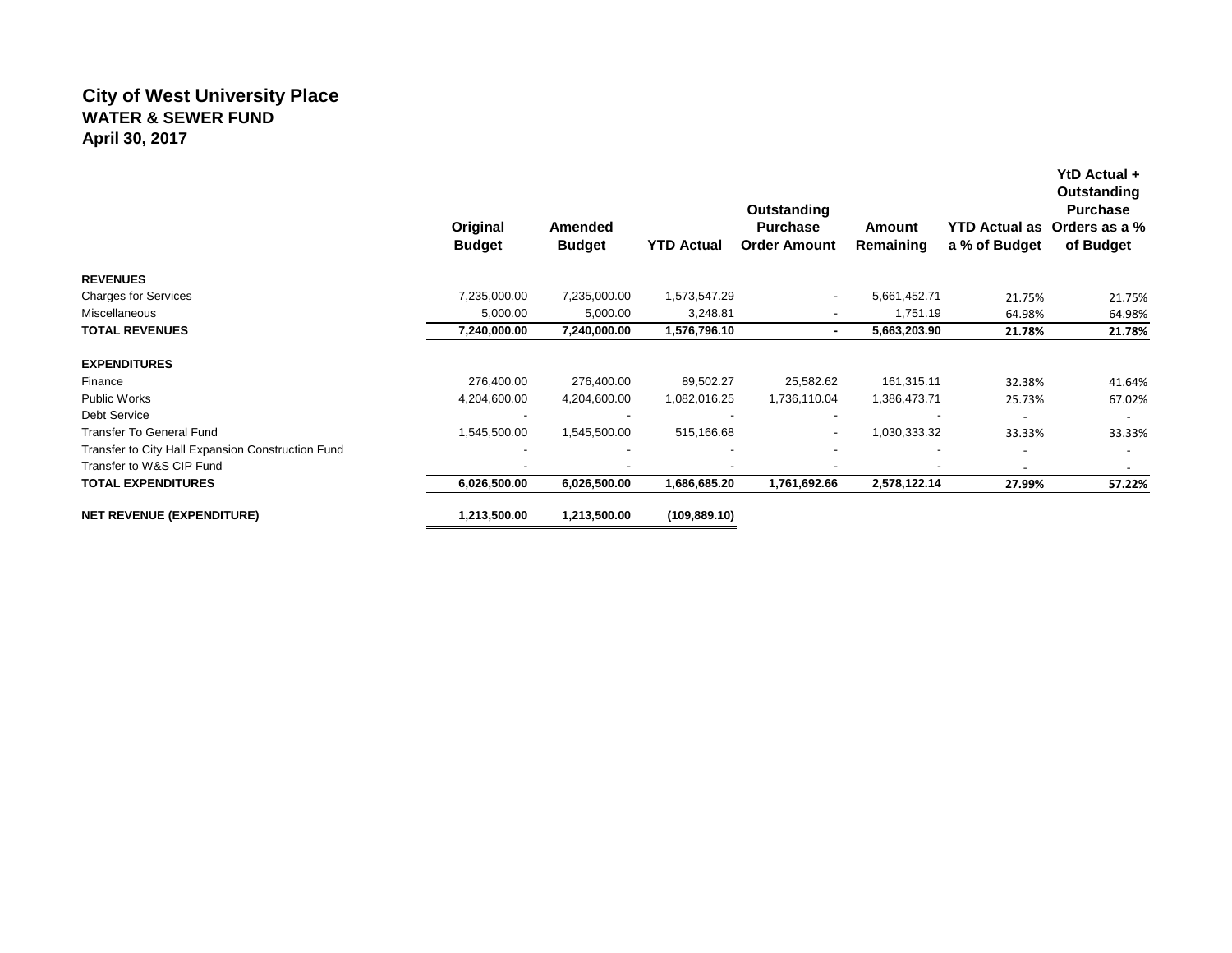# City of West University Place
## WATER & SEWER FUND
## April 30, 2017

| | Original Budget | Amended Budget | YTD Actual | Outstanding Purchase Order Amount | Amount Remaining | YTD Actual as a % of Budget | YtD Actual + Outstanding Purchase Orders as a % of Budget |
|---|---|---|---|---|---|---|---|
| **REVENUES** | | | | | | | |
| Charges for Services | 7,235,000.00 | 7,235,000.00 | 1,573,547.29 | - | 5,661,452.71 | 21.75% | 21.75% |
| Miscellaneous | 5,000.00 | 5,000.00 | 3,248.81 | - | 1,751.19 | 64.98% | 64.98% |
| **TOTAL REVENUES** | **7,240,000.00** | **7,240,000.00** | **1,576,796.10** | **-** | **5,663,203.90** | **21.78%** | **21.78%** |
| **EXPENDITURES** | | | | | | | |
| Finance | 276,400.00 | 276,400.00 | 89,502.27 | 25,582.62 | 161,315.11 | 32.38% | 41.64% |
| Public Works | 4,204,600.00 | 4,204,600.00 | 1,082,016.25 | 1,736,110.04 | 1,386,473.71 | 25.73% | 67.02% |
| Debt Service | - | - | - | - | - | - | - |
| Transfer To General Fund | 1,545,500.00 | 1,545,500.00 | 515,166.68 | - | 1,030,333.32 | 33.33% | 33.33% |
| Transfer to City Hall Expansion Construction Fund | - | - | - | - | - | - | - |
| Transfer to W&S CIP Fund | - | - | - | - | - | - | - |
| **TOTAL EXPENDITURES** | **6,026,500.00** | **6,026,500.00** | **1,686,685.20** | **1,761,692.66** | **2,578,122.14** | **27.99%** | **57.22%** |
| **NET REVENUE (EXPENDITURE)** | **1,213,500.00** | **1,213,500.00** | **(109,889.10)** | | | | |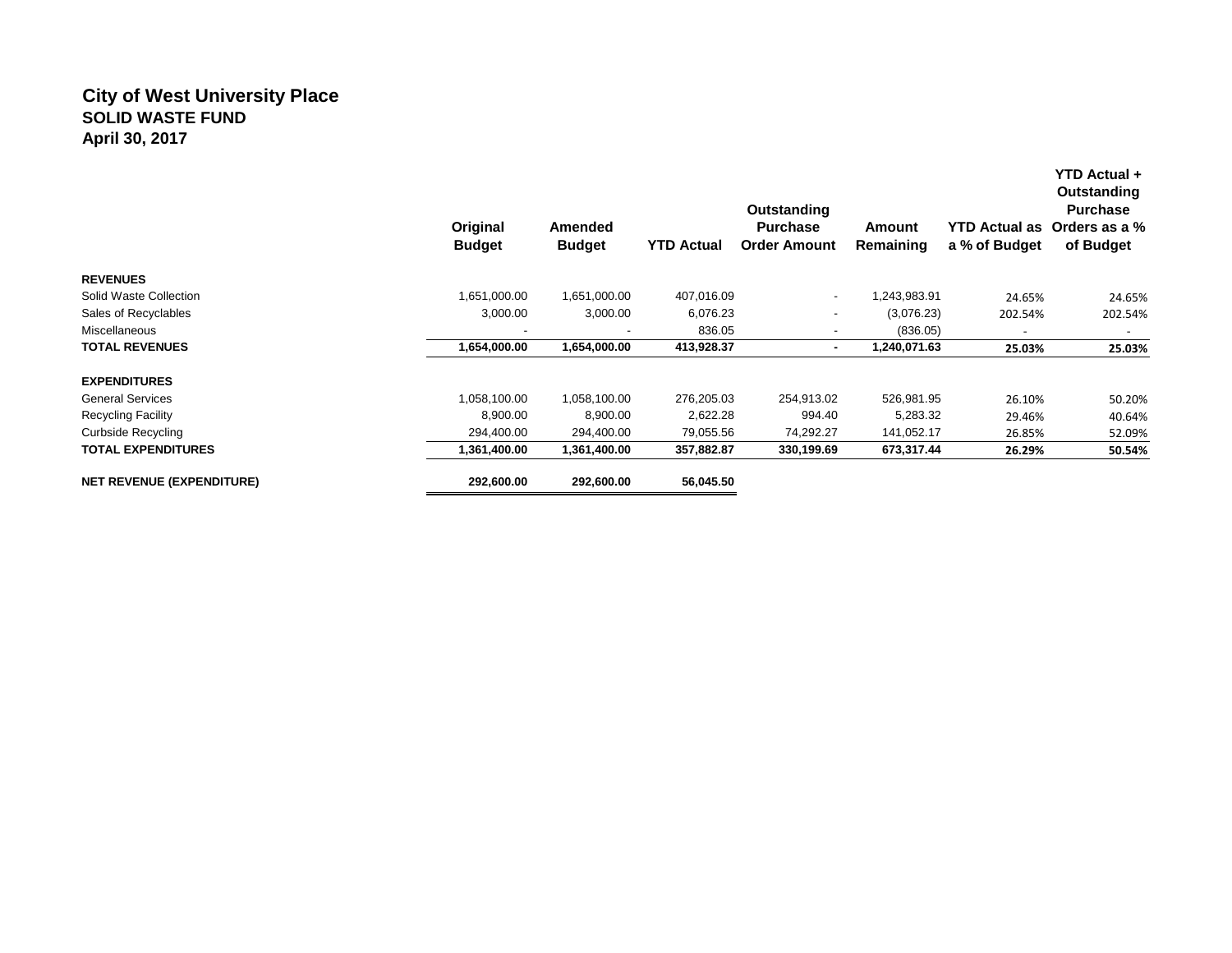# City of West University Place
## SOLID WASTE FUND
## April 30, 2017

| | Original Budget | Amended Budget | YTD Actual | Outstanding Purchase Order Amount | Amount Remaining | YTD Actual as a % of Budget | YTD Actual + Outstanding Purchase Orders as a % of Budget |
|---|---|---|---|---|---|---|---|
| **REVENUES** | | | | | | | |
| Solid Waste Collection | 1,651,000.00 | 1,651,000.00 | 407,016.09 | - | 1,243,983.91 | 24.65% | 24.65% |
| Sales of Recyclables | 3,000.00 | 3,000.00 | 6,076.23 | - | (3,076.23) | 202.54% | 202.54% |
| Miscellaneous | - | - | 836.05 | - | (836.05) | - | - |
| **TOTAL REVENUES** | **1,654,000.00** | **1,654,000.00** | **413,928.37** | **-** | **1,240,071.63** | **25.03%** | **25.03%** |
| **EXPENDITURES** | | | | | | | |
| General Services | 1,058,100.00 | 1,058,100.00 | 276,205.03 | 254,913.02 | 526,981.95 | 26.10% | 50.20% |
| Recycling Facility | 8,900.00 | 8,900.00 | 2,622.28 | 994.40 | 5,283.32 | 29.46% | 40.64% |
| Curbside Recycling | 294,400.00 | 294,400.00 | 79,055.56 | 74,292.27 | 141,052.17 | 26.85% | 52.09% |
| **TOTAL EXPENDITURES** | **1,361,400.00** | **1,361,400.00** | **357,882.87** | **330,199.69** | **673,317.44** | **26.29%** | **50.54%** |
| **NET REVENUE (EXPENDITURE)** | **292,600.00** | **292,600.00** | **56,045.50** | | | | |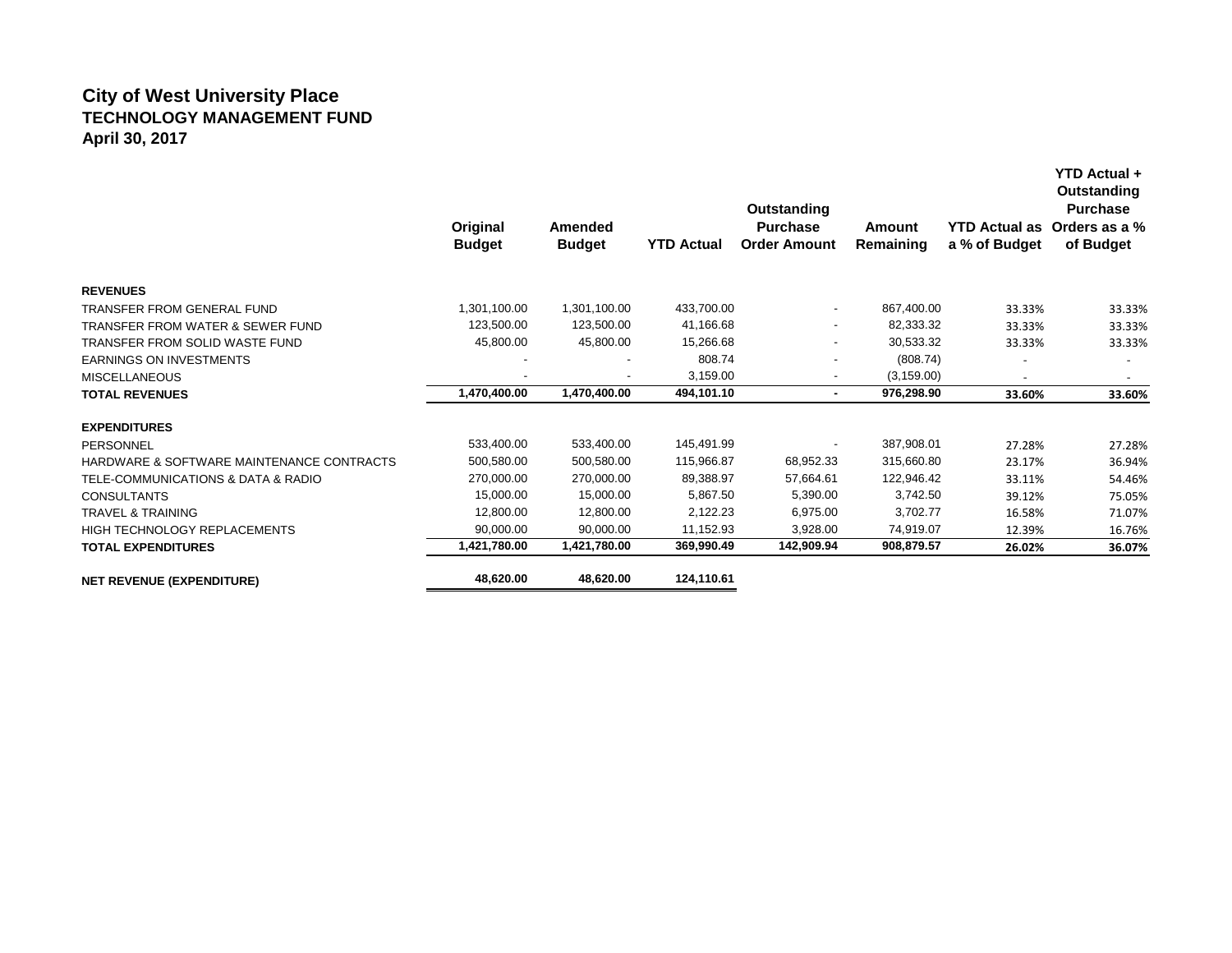# City of West University Place
## TECHNOLOGY MANAGEMENT FUND
### April 30, 2017

| | Original Budget | Amended Budget | YTD Actual | Outstanding Purchase Order Amount | Amount Remaining | YTD Actual as a % of Budget | YTD Actual + Outstanding Purchase Orders as a % of Budget |
|---|---|---|---|---|---|---|---|
| **REVENUES** | | | | | | | |
| TRANSFER FROM GENERAL FUND | 1,301,100.00 | 1,301,100.00 | 433,700.00 | - | 867,400.00 | 33.33% | 33.33% |
| TRANSFER FROM WATER & SEWER FUND | 123,500.00 | 123,500.00 | 41,166.68 | - | 82,333.32 | 33.33% | 33.33% |
| TRANSFER FROM SOLID WASTE FUND | 45,800.00 | 45,800.00 | 15,266.68 | - | 30,533.32 | 33.33% | 33.33% |
| EARNINGS ON INVESTMENTS | - | - | 808.74 | - | (808.74) | - | - |
| MISCELLANEOUS | - | - | 3,159.00 | - | (3,159.00) | - | - |
| **TOTAL REVENUES** | **1,470,400.00** | **1,470,400.00** | **494,101.10** | **-** | **976,298.90** | **33.60%** | **33.60%** |
| **EXPENDITURES** | | | | | | | |
| PERSONNEL | 533,400.00 | 533,400.00 | 145,491.99 | - | 387,908.01 | 27.28% | 27.28% |
| HARDWARE & SOFTWARE MAINTENANCE CONTRACTS | 500,580.00 | 500,580.00 | 115,966.87 | 68,952.33 | 315,660.80 | 23.17% | 36.94% |
| TELE-COMMUNICATIONS & DATA & RADIO | 270,000.00 | 270,000.00 | 89,388.97 | 57,664.61 | 122,946.42 | 33.11% | 54.46% |
| CONSULTANTS | 15,000.00 | 15,000.00 | 5,867.50 | 5,390.00 | 3,742.50 | 39.12% | 75.05% |
| TRAVEL & TRAINING | 12,800.00 | 12,800.00 | 2,122.23 | 6,975.00 | 3,702.77 | 16.58% | 71.07% |
| HIGH TECHNOLOGY REPLACEMENTS | 90,000.00 | 90,000.00 | 11,152.93 | 3,928.00 | 74,919.07 | 12.39% | 16.76% |
| **TOTAL EXPENDITURES** | **1,421,780.00** | **1,421,780.00** | **369,990.49** | **142,909.94** | **908,879.57** | **26.02%** | **36.07%** |
| **NET REVENUE (EXPENDITURE)** | **48,620.00** | **48,620.00** | **124,110.61** | | | | |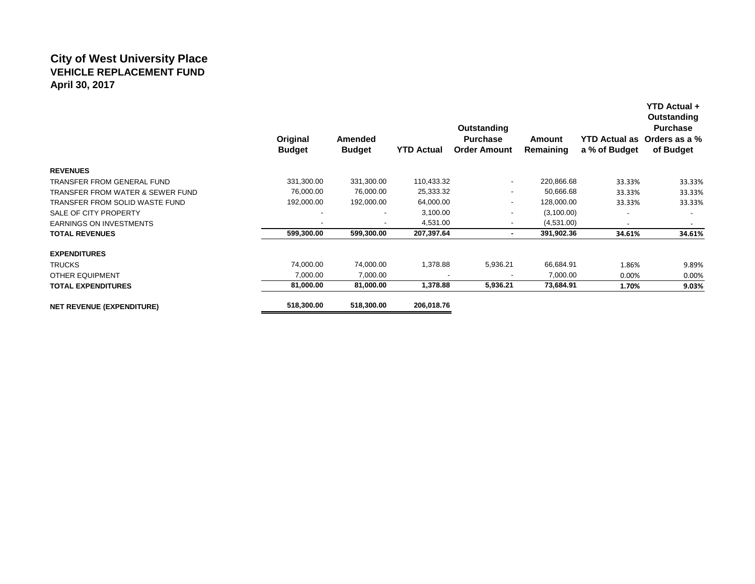# City of West University Place
## VEHICLE REPLACEMENT FUND
### April 30, 2017

| | Original Budget | Amended Budget | YTD Actual | Outstanding Purchase Order Amount | Amount Remaining | YTD Actual as a % of Budget | YTD Actual + Outstanding Purchase Orders as a % of Budget |
|---|---|---|---|---|---|---|---|
| **REVENUES** | | | | | | | |
| TRANSFER FROM GENERAL FUND | 331,300.00 | 331,300.00 | 110,433.32 | - | 220,866.68 | 33.33% | 33.33% |
| TRANSFER FROM WATER & SEWER FUND | 76,000.00 | 76,000.00 | 25,333.32 | - | 50,666.68 | 33.33% | 33.33% |
| TRANSFER FROM SOLID WASTE FUND | 192,000.00 | 192,000.00 | 64,000.00 | - | 128,000.00 | 33.33% | 33.33% |
| SALE OF CITY PROPERTY | - | - | 3,100.00 | - | (3,100.00) | - | - |
| EARNINGS ON INVESTMENTS | - | - | 4,531.00 | - | (4,531.00) | - | - |
| **TOTAL REVENUES** | **599,300.00** | **599,300.00** | **207,397.64** | **-** | **391,902.36** | **34.61%** | **34.61%** |
| **EXPENDITURES** | | | | | | | |
| TRUCKS | 74,000.00 | 74,000.00 | 1,378.88 | 5,936.21 | 66,684.91 | 1.86% | 9.89% |
| OTHER EQUIPMENT | 7,000.00 | 7,000.00 | - | - | 7,000.00 | 0.00% | 0.00% |
| **TOTAL EXPENDITURES** | **81,000.00** | **81,000.00** | **1,378.88** | **5,936.21** | **73,684.91** | **1.70%** | **9.03%** |
| **NET REVENUE (EXPENDITURE)** | **518,300.00** | **518,300.00** | **206,018.76** | | | | |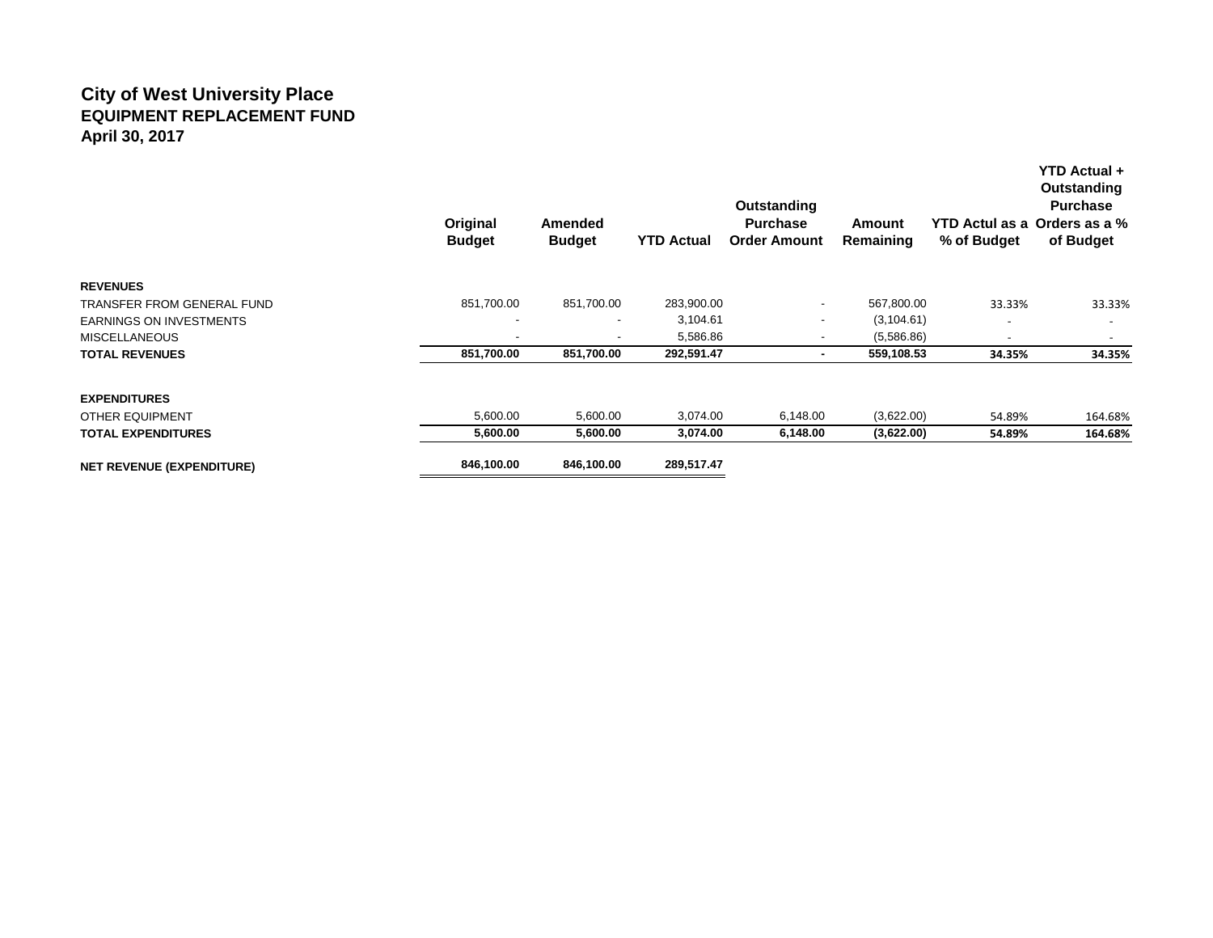# City of West University Place
## EQUIPMENT REPLACEMENT FUND
### April 30, 2017

| | Original Budget | Amended Budget | YTD Actual | Outstanding Purchase Order Amount | Amount Remaining | YTD Actul as a % of Budget | YTD Actual + Outstanding Purchase Orders as a % of Budget |
|---|---|---|---|---|---|---|---|
| **REVENUES** | | | | | | | |
| TRANSFER FROM GENERAL FUND | 851,700.00 | 851,700.00 | 283,900.00 | - | 567,800.00 | 33.33% | 33.33% |
| EARNINGS ON INVESTMENTS | - | - | 3,104.61 | - | (3,104.61) | - | - |
| MISCELLANEOUS | - | - | 5,586.86 | - | (5,586.86) | - | - |
| **TOTAL REVENUES** | **851,700.00** | **851,700.00** | **292,591.47** | **-** | **559,108.53** | **34.35%** | **34.35%** |
| **EXPENDITURES** | | | | | | | |
| OTHER EQUIPMENT | 5,600.00 | 5,600.00 | 3,074.00 | 6,148.00 | (3,622.00) | 54.89% | 164.68% |
| **TOTAL EXPENDITURES** | **5,600.00** | **5,600.00** | **3,074.00** | **6,148.00** | **(3,622.00)** | **54.89%** | **164.68%** |
| **NET REVENUE (EXPENDITURE)** | **846,100.00** | **846,100.00** | **289,517.47** | | | | |